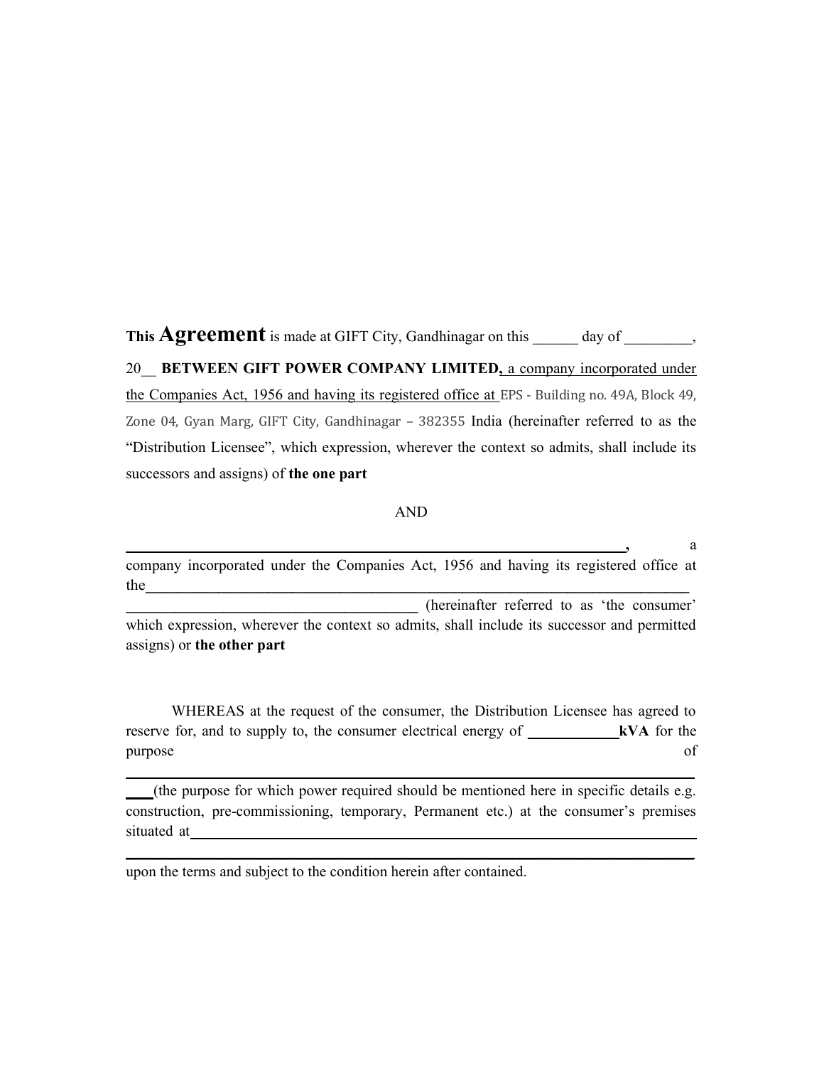**This Agreement** is made at GIFT City, Gandhinagar on this ______ day of _________, 20__ **BETWEEN GIFT POWER COMPANY LIMITED,** a company incorporated under the Companies Act, 1956 and having its registered office at EPS - Building no. 49A, Block 49, Zone 04, Gyan Marg, GIFT City, Gandhinagar – 382355 India (hereinafter referred to as the "Distribution Licensee", which expression, wherever the context so admits, shall include its successors and assigns) of **the one part**

AND

______________________________________________________________**,** a company incorporated under the Companies Act, 1956 and having its registered office at the______________________________________________________________________ ______________________________________ (hereinafter referred to as 'the consumer' which expression, wherever the context so admits, shall include its successor and permitted assigns) or **the other part**

WHEREAS at the request of the consumer, the Distribution Licensee has agreed to reserve for, and to supply to, the consumer electrical energy of ____________**kVA** for the purpose of ______________________________________________________________________

____(the purpose for which power required should be mentioned here in specific details e.g. construction, pre-commissioning, temporary, Permanent etc.) at the consumer's premises situated at______________________________________________________________________

______________________________________________________________________

upon the terms and subject to the condition herein after contained.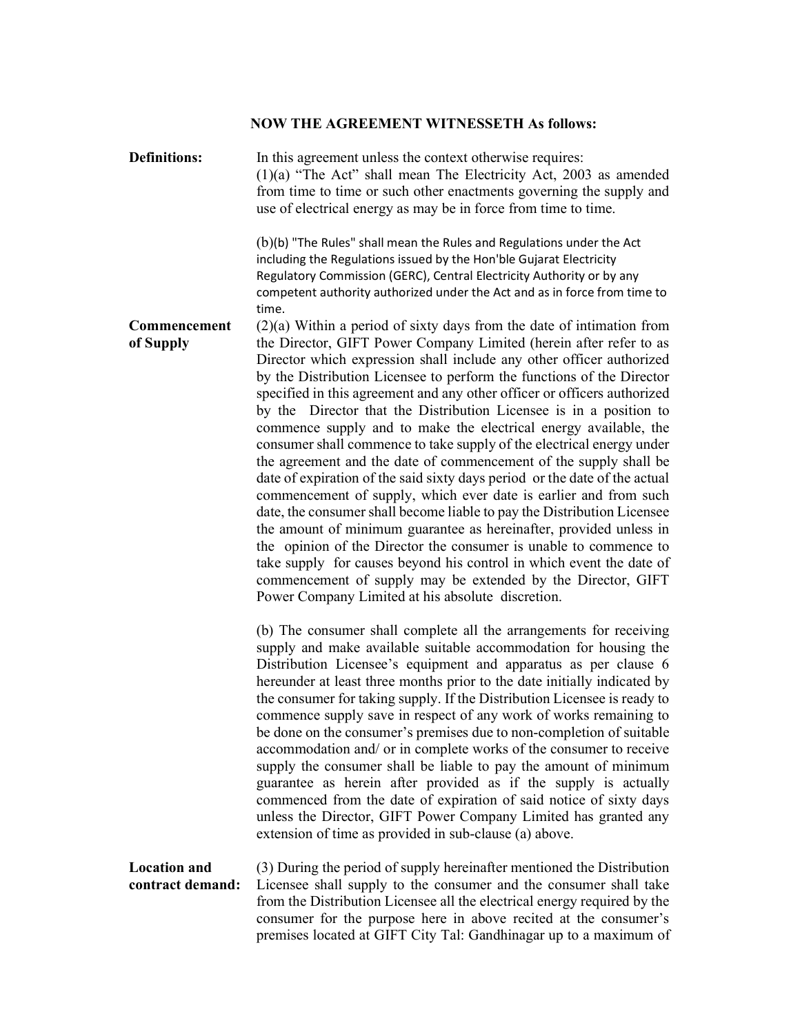**NOW THE AGREEMENT WITNESSETH As follows:**

**Definitions:**

In this agreement unless the context otherwise requires:

(1)(a) "The Act" shall mean The Electricity Act, 2003 as amended from time to time or such other enactments governing the supply and use of electrical energy as may be in force from time to time.

(b)(b) "The Rules" shall mean the Rules and Regulations under the Act including the Regulations issued by the Hon'ble Gujarat Electricity Regulatory Commission (GERC), Central Electricity Authority or by any competent authority authorized under the Act and as in force from time to time.

**Commencement of Supply**

(2)(a) Within a period of sixty days from the date of intimation from the Director, GIFT Power Company Limited (herein after refer to as Director which expression shall include any other officer authorized by the Distribution Licensee to perform the functions of the Director specified in this agreement and any other officer or officers authorized by the Director that the Distribution Licensee is in a position to commence supply and to make the electrical energy available, the consumer shall commence to take supply of the electrical energy under the agreement and the date of commencement of the supply shall be date of expiration of the said sixty days period or the date of the actual commencement of supply, which ever date is earlier and from such date, the consumer shall become liable to pay the Distribution Licensee the amount of minimum guarantee as hereinafter, provided unless in the opinion of the Director the consumer is unable to commence to take supply for causes beyond his control in which event the date of commencement of supply may be extended by the Director, GIFT Power Company Limited at his absolute discretion.

(b) The consumer shall complete all the arrangements for receiving supply and make available suitable accommodation for housing the Distribution Licensee's equipment and apparatus as per clause 6 hereunder at least three months prior to the date initially indicated by the consumer for taking supply. If the Distribution Licensee is ready to commence supply save in respect of any work of works remaining to be done on the consumer's premises due to non-completion of suitable accommodation and/ or in complete works of the consumer to receive supply the consumer shall be liable to pay the amount of minimum guarantee as herein after provided as if the supply is actually commenced from the date of expiration of said notice of sixty days unless the Director, GIFT Power Company Limited has granted any extension of time as provided in sub-clause (a) above.

**Location and contract demand:**

(3) During the period of supply hereinafter mentioned the Distribution Licensee shall supply to the consumer and the consumer shall take from the Distribution Licensee all the electrical energy required by the consumer for the purpose here in above recited at the consumer's premises located at GIFT City Tal: Gandhinagar up to a maximum of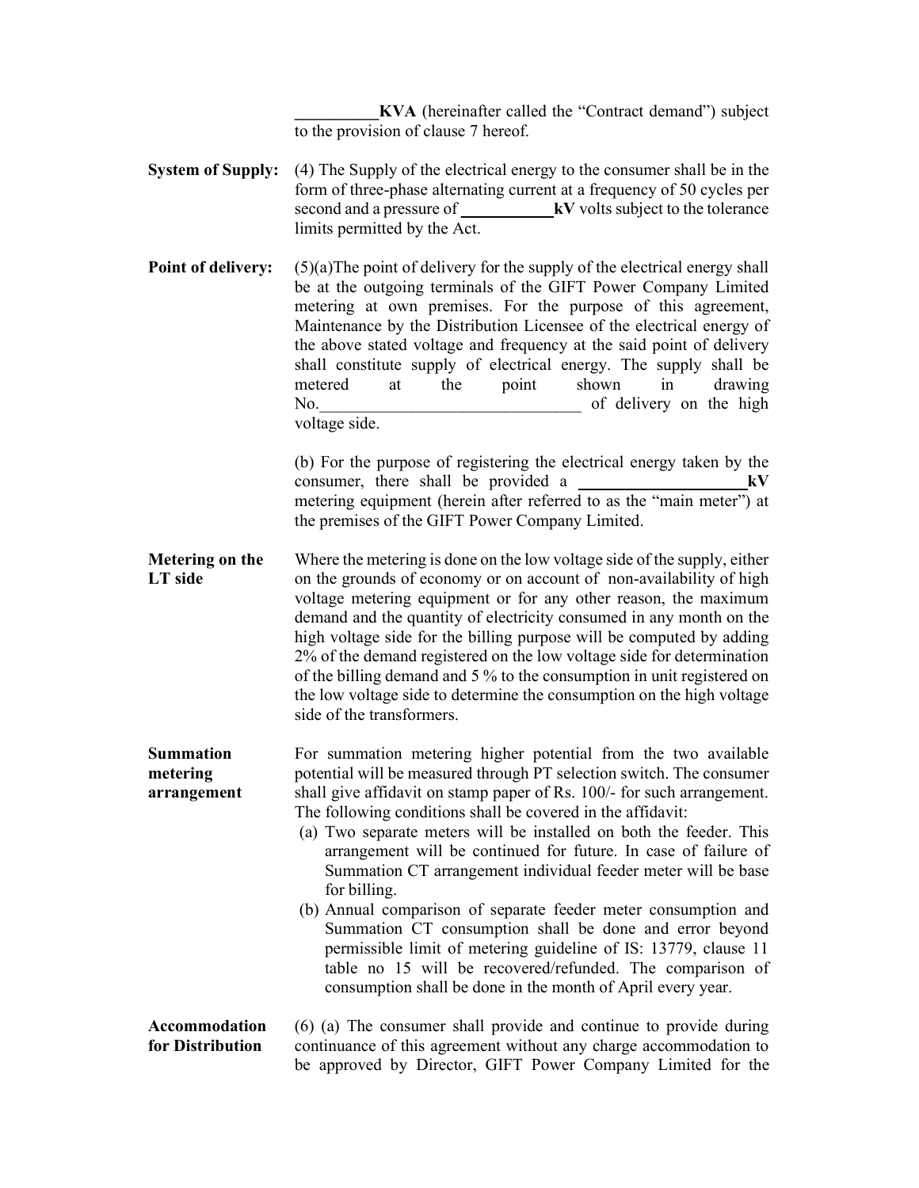\_\_\_\_\_\_\_\_\_\_**KVA** (hereinafter called the "Contract demand") subject to the provision of clause 7 hereof.

**System of Supply:** (4) The Supply of the electrical energy to the consumer shall be in the form of three-phase alternating current at a frequency of 50 cycles per second and a pressure of \_\_\_\_\_\_\_\_\_\_\_**kV** volts subject to the tolerance limits permitted by the Act.

**Point of delivery:** (5)(a)The point of delivery for the supply of the electrical energy shall be at the outgoing terminals of the GIFT Power Company Limited metering at own premises. For the purpose of this agreement, Maintenance by the Distribution Licensee of the electrical energy of the above stated voltage and frequency at the said point of delivery shall constitute supply of electrical energy. The supply shall be metered at the point shown in drawing No.\_\_\_\_\_\_\_\_\_\_\_\_\_\_\_\_\_\_\_\_\_\_\_\_\_\_\_\_\_\_\_ of delivery on the high voltage side.

(b) For the purpose of registering the electrical energy taken by the consumer, there shall be provided a \_\_\_\_\_\_\_\_\_\_\_\_\_\_\_\_\_\_\_\_**kV** metering equipment (herein after referred to as the "main meter") at the premises of the GIFT Power Company Limited.

**Metering on the LT side** Where the metering is done on the low voltage side of the supply, either on the grounds of economy or on account of non-availability of high voltage metering equipment or for any other reason, the maximum demand and the quantity of electricity consumed in any month on the high voltage side for the billing purpose will be computed by adding 2% of the demand registered on the low voltage side for determination of the billing demand and 5 % to the consumption in unit registered on the low voltage side to determine the consumption on the high voltage side of the transformers.

**Summation metering arrangement** For summation metering higher potential from the two available potential will be measured through PT selection switch. The consumer shall give affidavit on stamp paper of Rs. 100/- for such arrangement. The following conditions shall be covered in the affidavit:

(a) Two separate meters will be installed on both the feeder. This arrangement will be continued for future. In case of failure of Summation CT arrangement individual feeder meter will be base for billing.

(b) Annual comparison of separate feeder meter consumption and Summation CT consumption shall be done and error beyond permissible limit of metering guideline of IS: 13779, clause 11 table no 15 will be recovered/refunded. The comparison of consumption shall be done in the month of April every year.

**Accommodation for Distribution** (6) (a) The consumer shall provide and continue to provide during continuance of this agreement without any charge accommodation to be approved by Director, GIFT Power Company Limited for the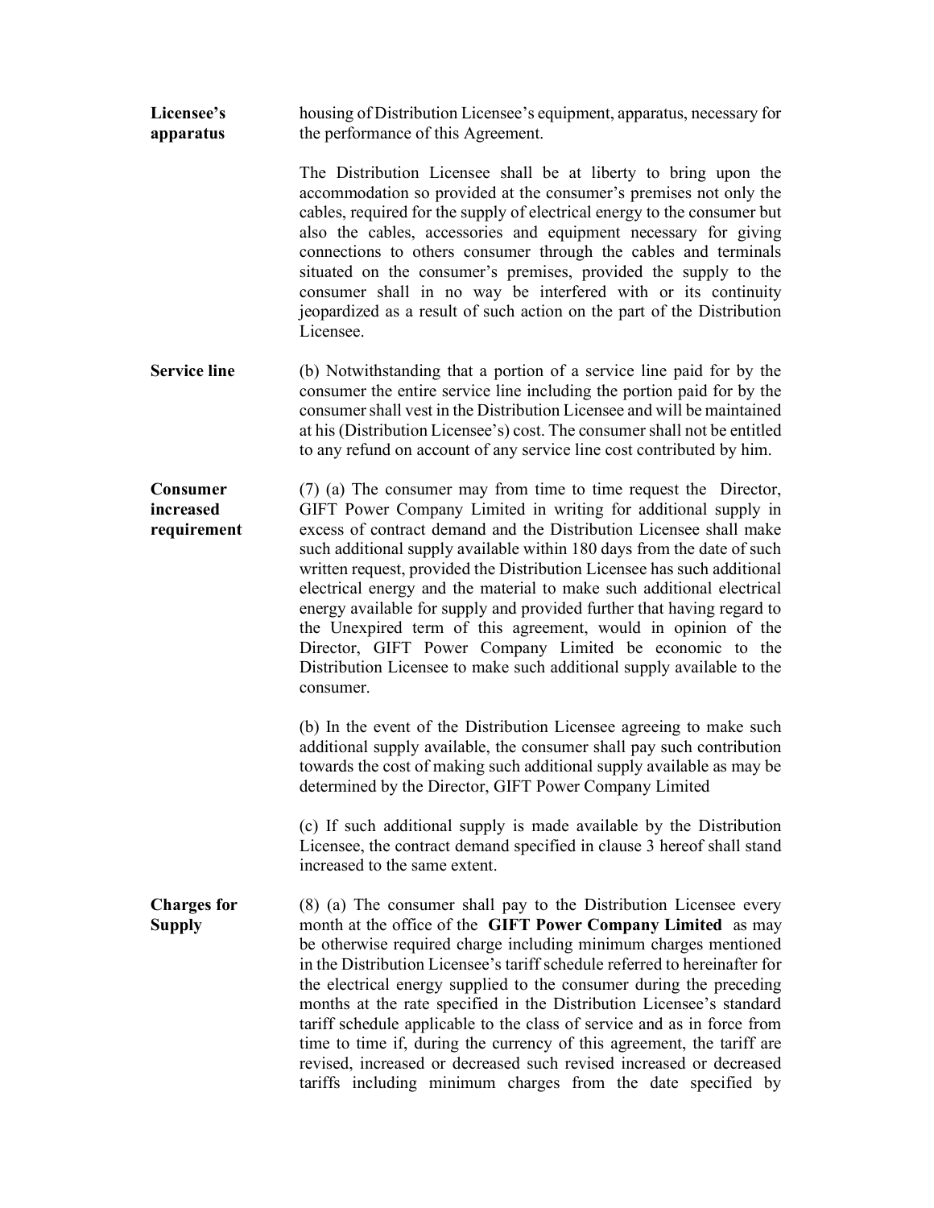**Licensee's apparatus**

housing of Distribution Licensee's equipment, apparatus, necessary for the performance of this Agreement.

The Distribution Licensee shall be at liberty to bring upon the accommodation so provided at the consumer's premises not only the cables, required for the supply of electrical energy to the consumer but also the cables, accessories and equipment necessary for giving connections to others consumer through the cables and terminals situated on the consumer's premises, provided the supply to the consumer shall in no way be interfered with or its continuity jeopardized as a result of such action on the part of the Distribution Licensee.

**Service line**

(b) Notwithstanding that a portion of a service line paid for by the consumer the entire service line including the portion paid for by the consumer shall vest in the Distribution Licensee and will be maintained at his (Distribution Licensee's) cost. The consumer shall not be entitled to any refund on account of any service line cost contributed by him.

**Consumer increased requirement**

(7) (a) The consumer may from time to time request the Director, GIFT Power Company Limited in writing for additional supply in excess of contract demand and the Distribution Licensee shall make such additional supply available within 180 days from the date of such written request, provided the Distribution Licensee has such additional electrical energy and the material to make such additional electrical energy available for supply and provided further that having regard to the Unexpired term of this agreement, would in opinion of the Director, GIFT Power Company Limited be economic to the Distribution Licensee to make such additional supply available to the consumer.

(b) In the event of the Distribution Licensee agreeing to make such additional supply available, the consumer shall pay such contribution towards the cost of making such additional supply available as may be determined by the Director, GIFT Power Company Limited

(c) If such additional supply is made available by the Distribution Licensee, the contract demand specified in clause 3 hereof shall stand increased to the same extent.

**Charges for Supply**

(8) (a) The consumer shall pay to the Distribution Licensee every month at the office of the **GIFT Power Company Limited** as may be otherwise required charge including minimum charges mentioned in the Distribution Licensee's tariff schedule referred to hereinafter for the electrical energy supplied to the consumer during the preceding months at the rate specified in the Distribution Licensee's standard tariff schedule applicable to the class of service and as in force from time to time if, during the currency of this agreement, the tariff are revised, increased or decreased such revised increased or decreased tariffs including minimum charges from the date specified by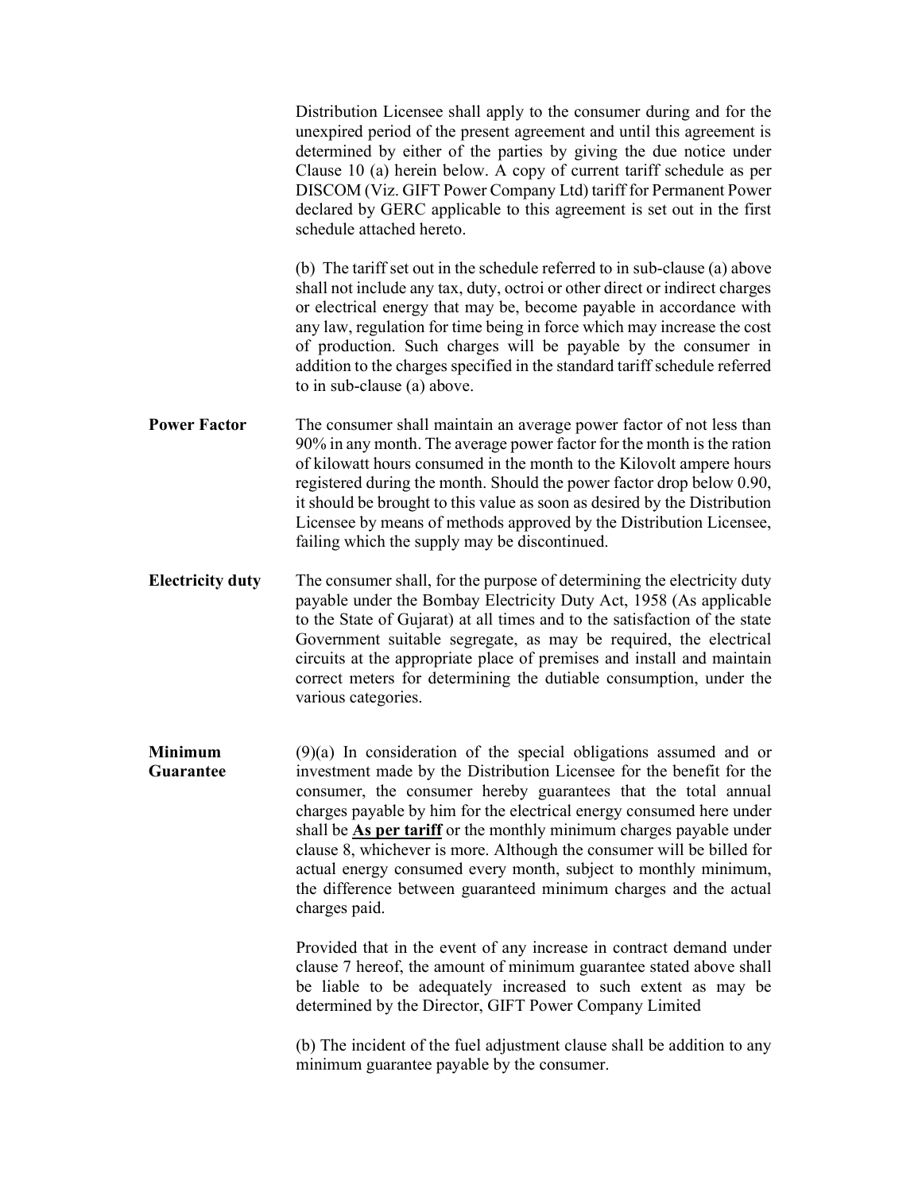Distribution Licensee shall apply to the consumer during and for the unexpired period of the present agreement and until this agreement is determined by either of the parties by giving the due notice under Clause 10 (a) herein below. A copy of current tariff schedule as per DISCOM (Viz. GIFT Power Company Ltd) tariff for Permanent Power declared by GERC applicable to this agreement is set out in the first schedule attached hereto.

(b) The tariff set out in the schedule referred to in sub-clause (a) above shall not include any tax, duty, octroi or other direct or indirect charges or electrical energy that may be, become payable in accordance with any law, regulation for time being in force which may increase the cost of production. Such charges will be payable by the consumer in addition to the charges specified in the standard tariff schedule referred to in sub-clause (a) above.

**Power Factor**

The consumer shall maintain an average power factor of not less than 90% in any month. The average power factor for the month is the ration of kilowatt hours consumed in the month to the Kilovolt ampere hours registered during the month. Should the power factor drop below 0.90, it should be brought to this value as soon as desired by the Distribution Licensee by means of methods approved by the Distribution Licensee, failing which the supply may be discontinued.

**Electricity duty**

The consumer shall, for the purpose of determining the electricity duty payable under the Bombay Electricity Duty Act, 1958 (As applicable to the State of Gujarat) at all times and to the satisfaction of the state Government suitable segregate, as may be required, the electrical circuits at the appropriate place of premises and install and maintain correct meters for determining the dutiable consumption, under the various categories.

**Minimum Guarantee**

(9)(a) In consideration of the special obligations assumed and or investment made by the Distribution Licensee for the benefit for the consumer, the consumer hereby guarantees that the total annual charges payable by him for the electrical energy consumed here under shall be **<u>As per tariff</u>** or the monthly minimum charges payable under clause 8, whichever is more. Although the consumer will be billed for actual energy consumed every month, subject to monthly minimum, the difference between guaranteed minimum charges and the actual charges paid.

Provided that in the event of any increase in contract demand under clause 7 hereof, the amount of minimum guarantee stated above shall be liable to be adequately increased to such extent as may be determined by the Director, GIFT Power Company Limited

(b) The incident of the fuel adjustment clause shall be addition to any minimum guarantee payable by the consumer.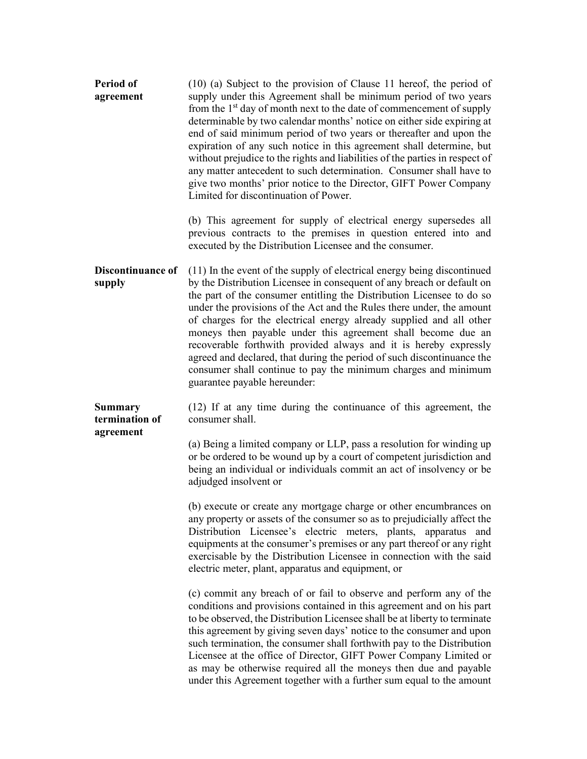**Period of agreement**

(10) (a) Subject to the provision of Clause 11 hereof, the period of supply under this Agreement shall be minimum period of two years from the 1st day of month next to the date of commencement of supply determinable by two calendar months' notice on either side expiring at end of said minimum period of two years or thereafter and upon the expiration of any such notice in this agreement shall determine, but without prejudice to the rights and liabilities of the parties in respect of any matter antecedent to such determination. Consumer shall have to give two months' prior notice to the Director, GIFT Power Company Limited for discontinuation of Power.

(b) This agreement for supply of electrical energy supersedes all previous contracts to the premises in question entered into and executed by the Distribution Licensee and the consumer.

**Discontinuance of supply**

(11) In the event of the supply of electrical energy being discontinued by the Distribution Licensee in consequent of any breach or default on the part of the consumer entitling the Distribution Licensee to do so under the provisions of the Act and the Rules there under, the amount of charges for the electrical energy already supplied and all other moneys then payable under this agreement shall become due an recoverable forthwith provided always and it is hereby expressly agreed and declared, that during the period of such discontinuance the consumer shall continue to pay the minimum charges and minimum guarantee payable hereunder:

**Summary termination of agreement**

(12) If at any time during the continuance of this agreement, the consumer shall.

(a) Being a limited company or LLP, pass a resolution for winding up or be ordered to be wound up by a court of competent jurisdiction and being an individual or individuals commit an act of insolvency or be adjudged insolvent or

(b) execute or create any mortgage charge or other encumbrances on any property or assets of the consumer so as to prejudicially affect the Distribution Licensee's electric meters, plants, apparatus and equipments at the consumer's premises or any part thereof or any right exercisable by the Distribution Licensee in connection with the said electric meter, plant, apparatus and equipment, or

(c) commit any breach of or fail to observe and perform any of the conditions and provisions contained in this agreement and on his part to be observed, the Distribution Licensee shall be at liberty to terminate this agreement by giving seven days' notice to the consumer and upon such termination, the consumer shall forthwith pay to the Distribution Licensee at the office of Director, GIFT Power Company Limited or as may be otherwise required all the moneys then due and payable under this Agreement together with a further sum equal to the amount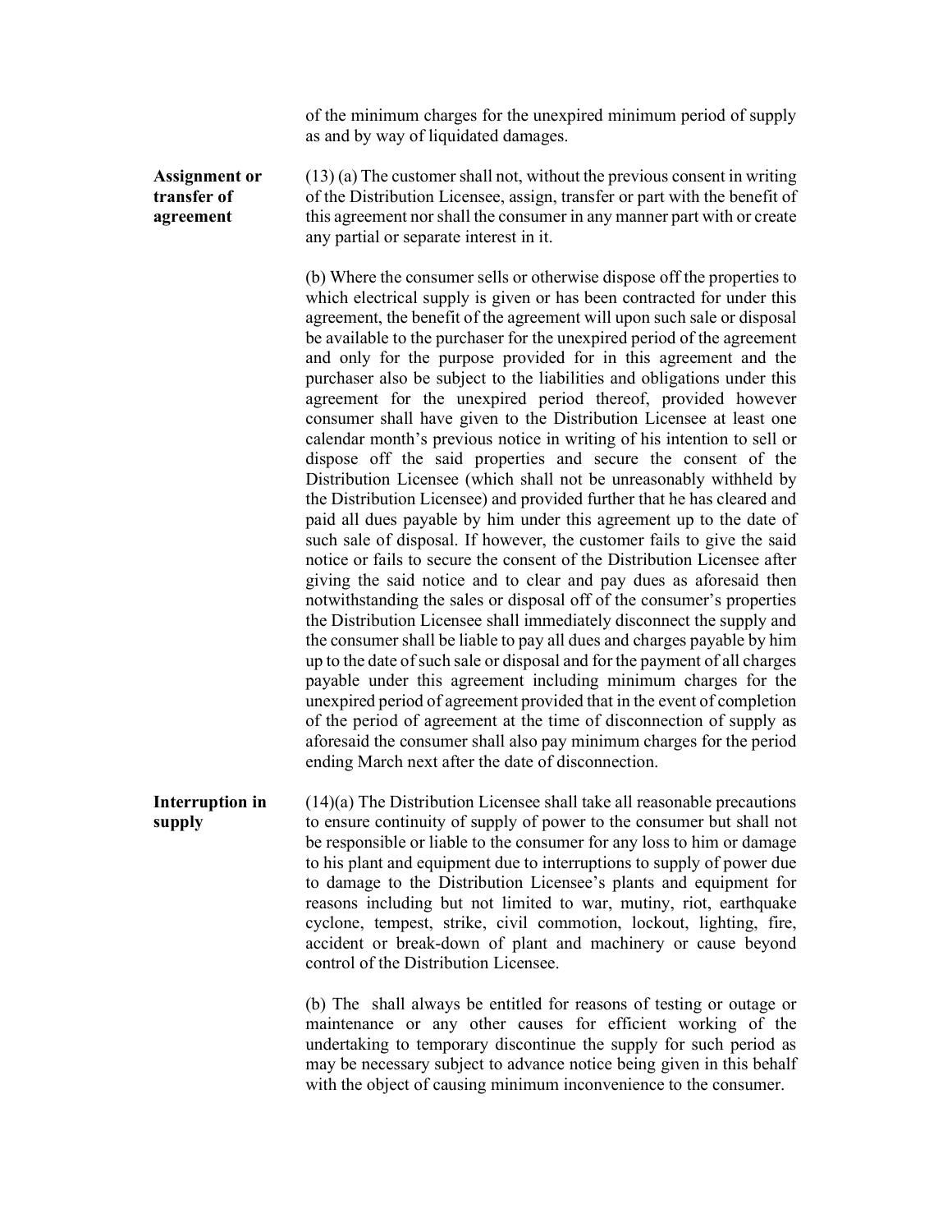of the minimum charges for the unexpired minimum period of supply as and by way of liquidated damages.

**Assignment or transfer of agreement**

(13) (a) The customer shall not, without the previous consent in writing of the Distribution Licensee, assign, transfer or part with the benefit of this agreement nor shall the consumer in any manner part with or create any partial or separate interest in it.

(b) Where the consumer sells or otherwise dispose off the properties to which electrical supply is given or has been contracted for under this agreement, the benefit of the agreement will upon such sale or disposal be available to the purchaser for the unexpired period of the agreement and only for the purpose provided for in this agreement and the purchaser also be subject to the liabilities and obligations under this agreement for the unexpired period thereof, provided however consumer shall have given to the Distribution Licensee at least one calendar month's previous notice in writing of his intention to sell or dispose off the said properties and secure the consent of the Distribution Licensee (which shall not be unreasonably withheld by the Distribution Licensee) and provided further that he has cleared and paid all dues payable by him under this agreement up to the date of such sale of disposal. If however, the customer fails to give the said notice or fails to secure the consent of the Distribution Licensee after giving the said notice and to clear and pay dues as aforesaid then notwithstanding the sales or disposal off of the consumer's properties the Distribution Licensee shall immediately disconnect the supply and the consumer shall be liable to pay all dues and charges payable by him up to the date of such sale or disposal and for the payment of all charges payable under this agreement including minimum charges for the unexpired period of agreement provided that in the event of completion of the period of agreement at the time of disconnection of supply as aforesaid the consumer shall also pay minimum charges for the period ending March next after the date of disconnection.

**Interruption in supply**

(14)(a) The Distribution Licensee shall take all reasonable precautions to ensure continuity of supply of power to the consumer but shall not be responsible or liable to the consumer for any loss to him or damage to his plant and equipment due to interruptions to supply of power due to damage to the Distribution Licensee's plants and equipment for reasons including but not limited to war, mutiny, riot, earthquake cyclone, tempest, strike, civil commotion, lockout, lighting, fire, accident or break-down of plant and machinery or cause beyond control of the Distribution Licensee.

(b) The shall always be entitled for reasons of testing or outage or maintenance or any other causes for efficient working of the undertaking to temporary discontinue the supply for such period as may be necessary subject to advance notice being given in this behalf with the object of causing minimum inconvenience to the consumer.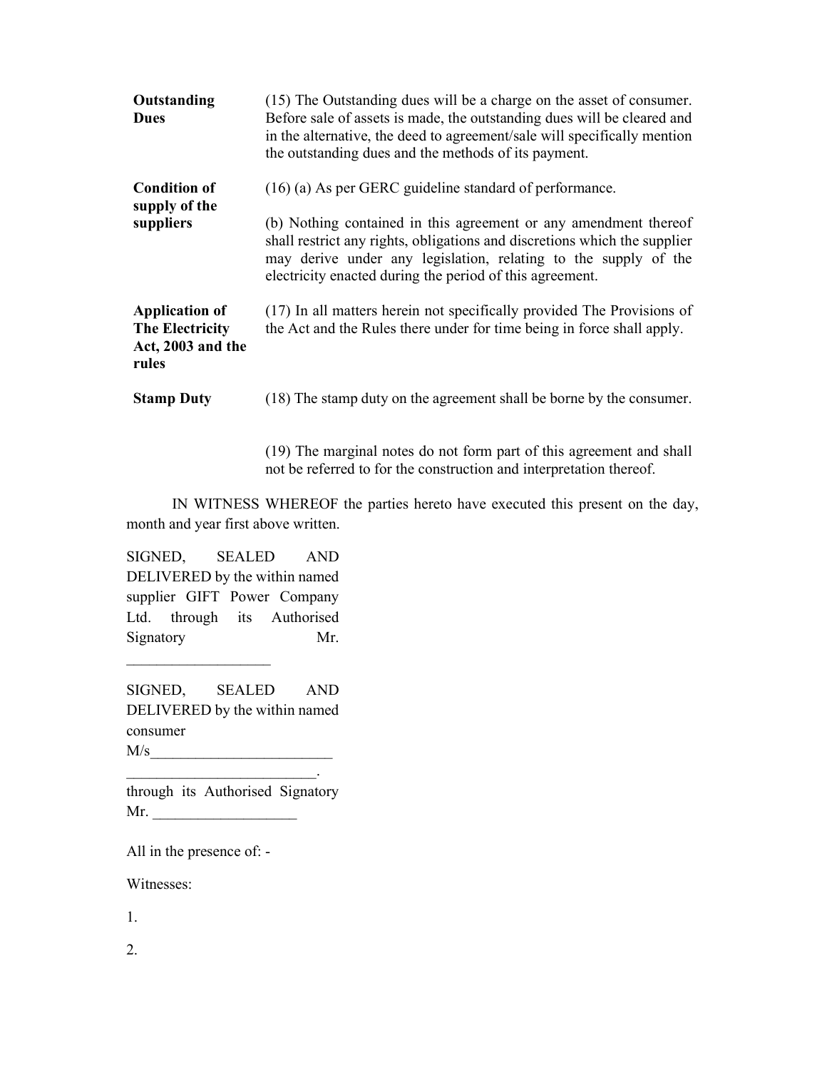| | |
|---|---|
| **Outstanding Dues** | (15) The Outstanding dues will be a charge on the asset of consumer. Before sale of assets is made, the outstanding dues will be cleared and in the alternative, the deed to agreement/sale will specifically mention the outstanding dues and the methods of its payment. |
| **Condition of supply of the suppliers** | (16) (a) As per GERC guideline standard of performance.<br><br>(b) Nothing contained in this agreement or any amendment thereof shall restrict any rights, obligations and discretions which the supplier may derive under any legislation, relating to the supply of the electricity enacted during the period of this agreement. |
| **Application of The Electricity Act, 2003 and the rules** | (17) In all matters herein not specifically provided The Provisions of the Act and the Rules there under for time being in force shall apply. |
| **Stamp Duty** | (18) The stamp duty on the agreement shall be borne by the consumer. |
| | (19) The marginal notes do not form part of this agreement and shall not be referred to for the construction and interpretation thereof. |

IN WITNESS WHEREOF the parties hereto have executed this present on the day, month and year first above written.

SIGNED, SEALED AND DELIVERED by the within named supplier GIFT Power Company Ltd. through its Authorised Signatory Mr. ___________________

SIGNED, SEALED AND DELIVERED by the within named consumer M/s________________________ ________________________.
through its Authorised Signatory Mr. ___________________

All in the presence of: -

Witnesses:

1.

2.